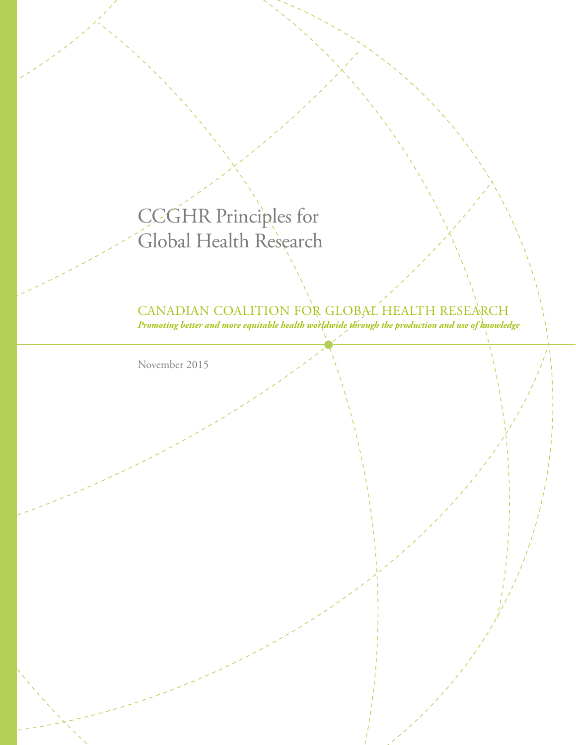# CCGHR Principles for Global Health Research

CANADIAN COALITION FOR GLOBAL HEALTH RESEARCH

*Promoting better and more equitable health worldwide through the production and use of knowledge*

November 2015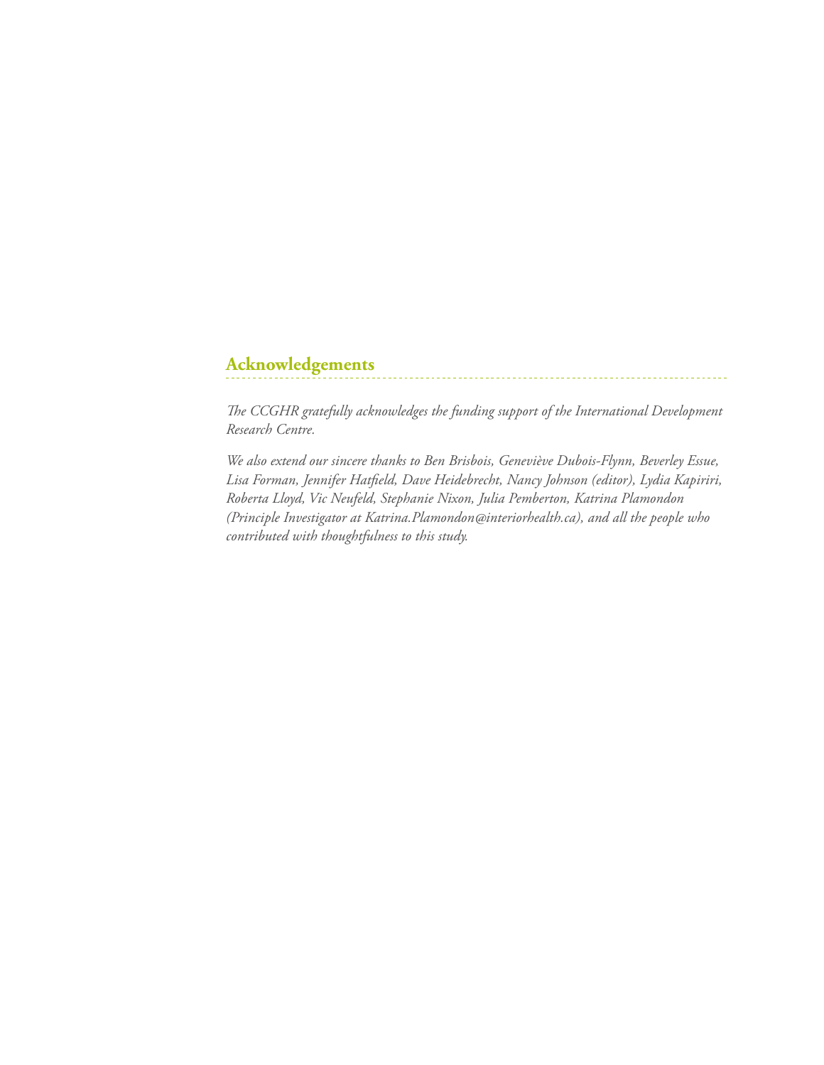## Acknowledgements

*The CCGHR gratefully acknowledges the funding support of the International Development Research Centre.*

*We also extend our sincere thanks to Ben Brisbois, Geneviève Dubois-Flynn, Beverley Essue, Lisa Forman, Jennifer Hatfield, Dave Heidebrecht, Nancy Johnson (editor), Lydia Kapiriri, Roberta Lloyd, Vic Neufeld, Stephanie Nixon, Julia Pemberton, Katrina Plamondon (Principle Investigator at Katrina.Plamondon@interiorhealth.ca), and all the people who contributed with thoughtfulness to this study.*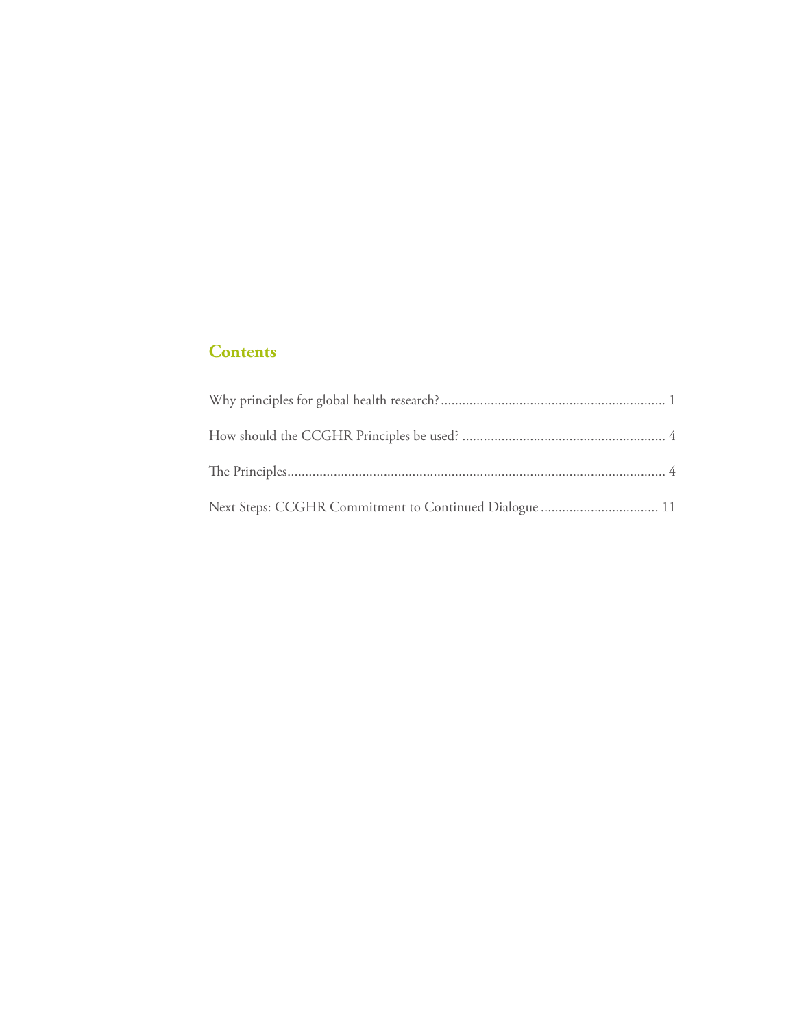## Contents

Why principles for global health research?............................................................... 1

How should the CCGHR Principles be used? ......................................................... 4

The Principles.......................................................................................................... 4

Next Steps: CCGHR Commitment to Continued Dialogue ................................. 11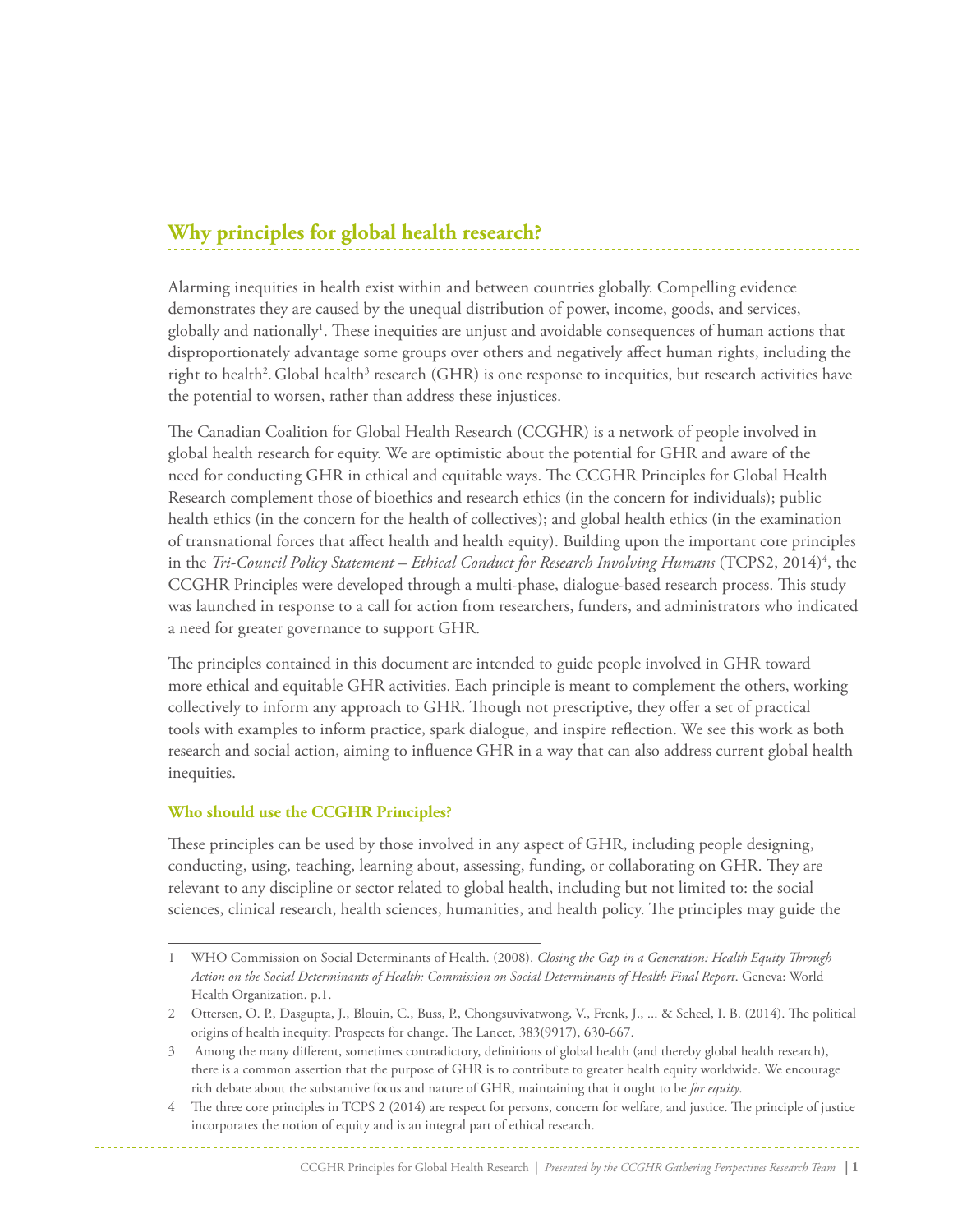## Why principles for global health research?

Alarming inequities in health exist within and between countries globally. Compelling evidence demonstrates they are caused by the unequal distribution of power, income, goods, and services, globally and nationally[1]. These inequities are unjust and avoidable consequences of human actions that disproportionately advantage some groups over others and negatively affect human rights, including the right to health[2]. Global health[3] research (GHR) is one response to inequities, but research activities have the potential to worsen, rather than address these injustices.

The Canadian Coalition for Global Health Research (CCGHR) is a network of people involved in global health research for equity. We are optimistic about the potential for GHR and aware of the need for conducting GHR in ethical and equitable ways. The CCGHR Principles for Global Health Research complement those of bioethics and research ethics (in the concern for individuals); public health ethics (in the concern for the health of collectives); and global health ethics (in the examination of transnational forces that affect health and health equity). Building upon the important core principles in the *Tri-Council Policy Statement – Ethical Conduct for Research Involving Humans* (TCPS2, 2014)[4], the CCGHR Principles were developed through a multi-phase, dialogue-based research process. This study was launched in response to a call for action from researchers, funders, and administrators who indicated a need for greater governance to support GHR.

The principles contained in this document are intended to guide people involved in GHR toward more ethical and equitable GHR activities. Each principle is meant to complement the others, working collectively to inform any approach to GHR. Though not prescriptive, they offer a set of practical tools with examples to inform practice, spark dialogue, and inspire reflection. We see this work as both research and social action, aiming to influence GHR in a way that can also address current global health inequities.

### Who should use the CCGHR Principles?

These principles can be used by those involved in any aspect of GHR, including people designing, conducting, using, teaching, learning about, assessing, funding, or collaborating on GHR. They are relevant to any discipline or sector related to global health, including but not limited to: the social sciences, clinical research, health sciences, humanities, and health policy. The principles may guide the

---

1 WHO Commission on Social Determinants of Health. (2008). *Closing the Gap in a Generation: Health Equity Through Action on the Social Determinants of Health: Commission on Social Determinants of Health Final Report*. Geneva: World Health Organization. p.1.

2 Ottersen, O. P., Dasgupta, J., Blouin, C., Buss, P., Chongsuvivatwong, V., Frenk, J., ... & Scheel, I. B. (2014). The political origins of health inequity: Prospects for change. The Lancet, 383(9917), 630-667.

3 Among the many different, sometimes contradictory, definitions of global health (and thereby global health research), there is a common assertion that the purpose of GHR is to contribute to greater health equity worldwide. We encourage rich debate about the substantive focus and nature of GHR, maintaining that it ought to be *for equity*.

4 The three core principles in TCPS 2 (2014) are respect for persons, concern for welfare, and justice. The principle of justice incorporates the notion of equity and is an integral part of ethical research.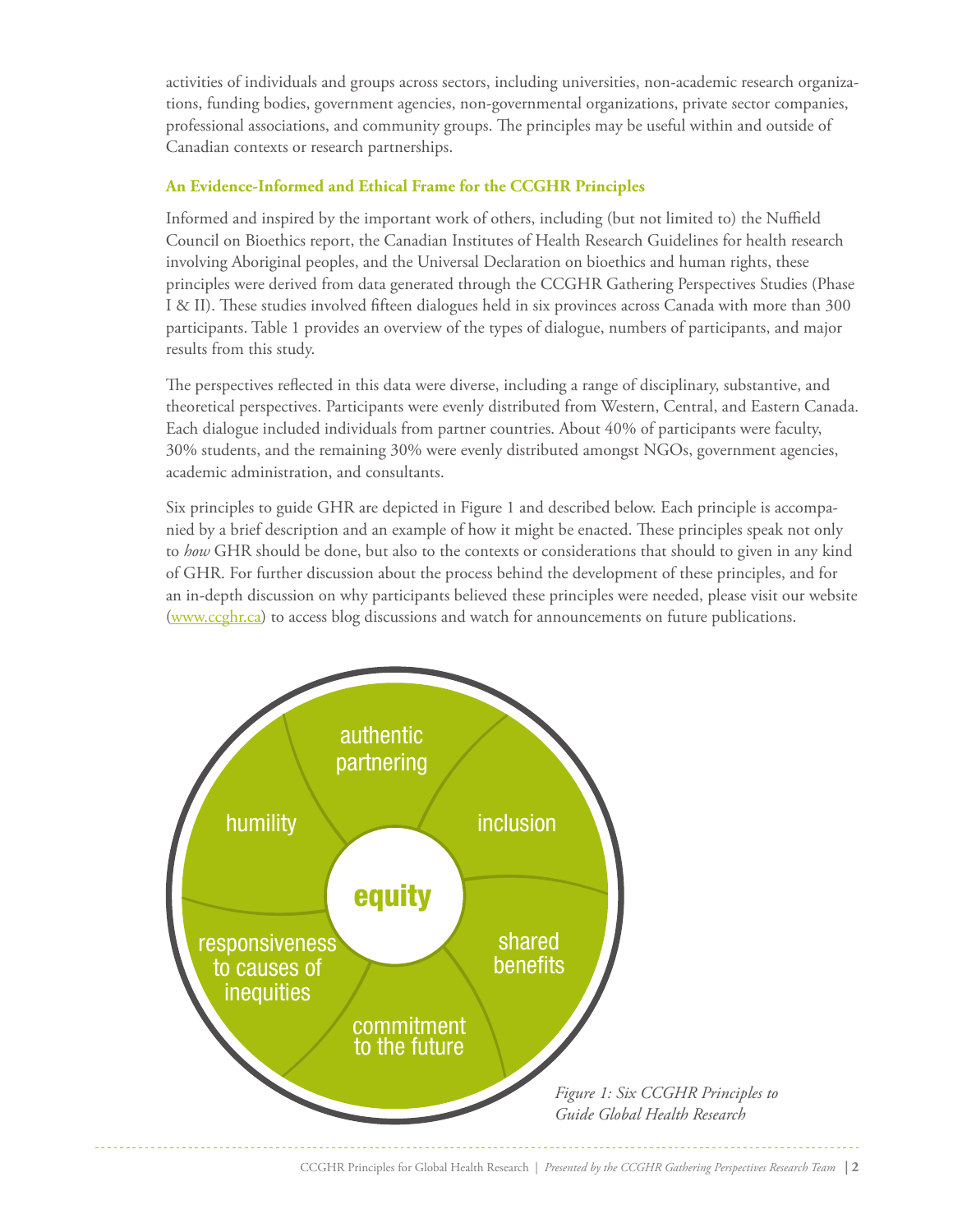activities of individuals and groups across sectors, including universities, non-academic research organizations, funding bodies, government agencies, non-governmental organizations, private sector companies, professional associations, and community groups. The principles may be useful within and outside of Canadian contexts or research partnerships.

### An Evidence-Informed and Ethical Frame for the CCGHR Principles

Informed and inspired by the important work of others, including (but not limited to) the Nuffield Council on Bioethics report, the Canadian Institutes of Health Research Guidelines for health research involving Aboriginal peoples, and the Universal Declaration on bioethics and human rights, these principles were derived from data generated through the CCGHR Gathering Perspectives Studies (Phase I & II). These studies involved fifteen dialogues held in six provinces across Canada with more than 300 participants. Table 1 provides an overview of the types of dialogue, numbers of participants, and major results from this study.

The perspectives reflected in this data were diverse, including a range of disciplinary, substantive, and theoretical perspectives. Participants were evenly distributed from Western, Central, and Eastern Canada. Each dialogue included individuals from partner countries. About 40% of participants were faculty, 30% students, and the remaining 30% were evenly distributed amongst NGOs, government agencies, academic administration, and consultants.

Six principles to guide GHR are depicted in Figure 1 and described below. Each principle is accompanied by a brief description and an example of how it might be enacted. These principles speak not only to *how* GHR should be done, but also to the contexts or considerations that should to given in any kind of GHR. For further discussion about the process behind the development of these principles, and for an in-depth discussion on why participants believed these principles were needed, please visit our website (www.ccghr.ca) to access blog discussions and watch for announcements on future publications.

equity

authentic partnering

inclusion

shared benefits

commitment to the future

responsiveness to causes of inequities

humility

*Figure 1: Six CCGHR Principles to Guide Global Health Research*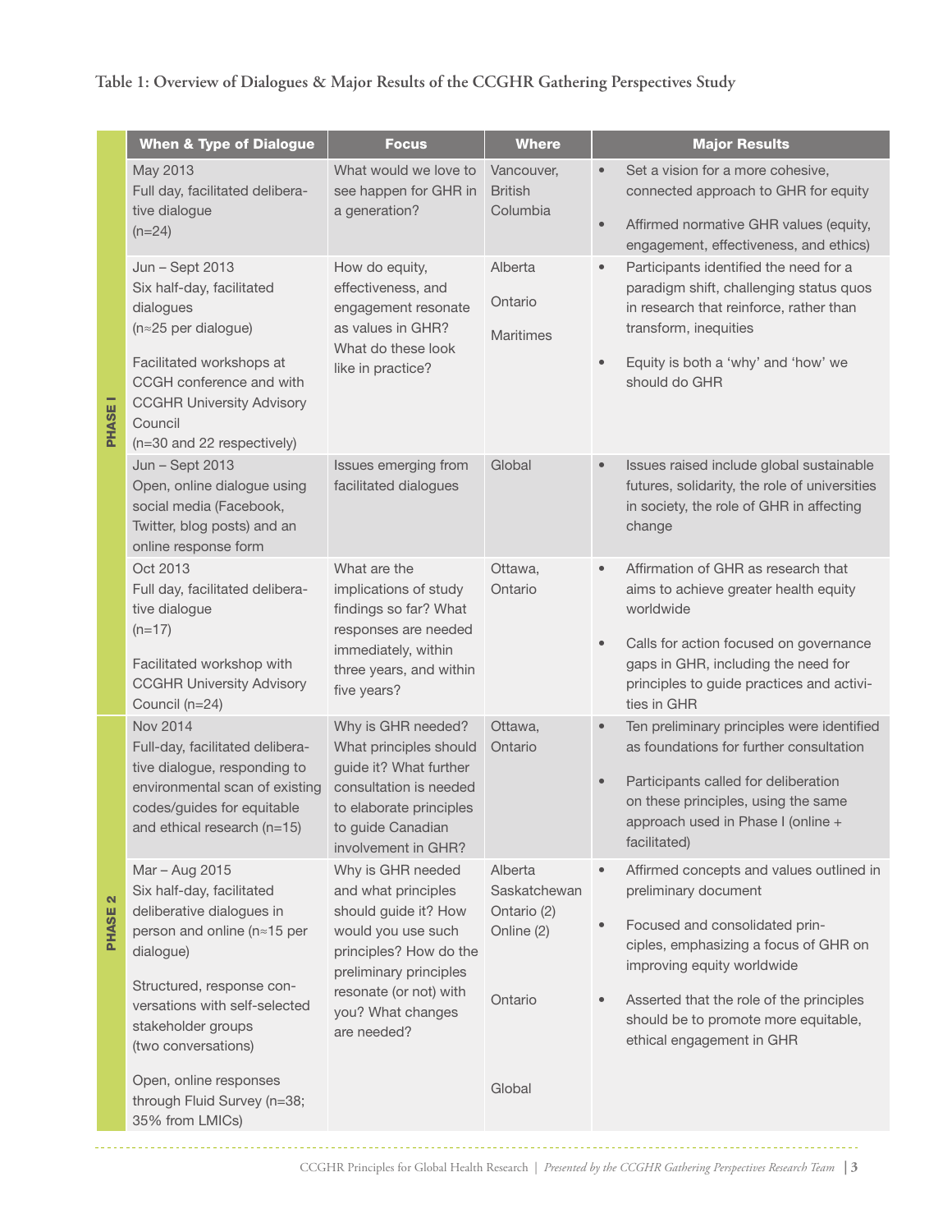**Table 1: Overview of Dialogues & Major Results of the CCGHR Gathering Perspectives Study**

| | When & Type of Dialogue | Focus | Where | Major Results |
|---|---|---|---|---|
| PHASE I | May 2013<br>Full day, facilitated deliberative dialogue<br>(n=24) | What would we love to see happen for GHR in a generation? | Vancouver, British Columbia | • Set a vision for a more cohesive, connected approach to GHR for equity<br>• Affirmed normative GHR values (equity, engagement, effectiveness, and ethics) |
| | Jun – Sept 2013<br>Six half-day, facilitated dialogues<br>(n≈25 per dialogue)<br><br>Facilitated workshops at CCGH conference and with CCGHR University Advisory Council<br>(n=30 and 22 respectively) | How do equity, effectiveness, and engagement resonate as values in GHR? What do these look like in practice? | Alberta<br><br>Ontario<br><br>Maritimes | • Participants identified the need for a paradigm shift, challenging status quos in research that reinforce, rather than transform, inequities<br>• Equity is both a 'why' and 'how' we should do GHR |
| | Jun – Sept 2013<br>Open, online dialogue using social media (Facebook, Twitter, blog posts) and an online response form | Issues emerging from facilitated dialogues | Global | • Issues raised include global sustainable futures, solidarity, the role of universities in society, the role of GHR in affecting change |
| | Oct 2013<br>Full day, facilitated deliberative dialogue<br>(n=17)<br><br>Facilitated workshop with CCGHR University Advisory Council (n=24) | What are the implications of study findings so far? What responses are needed immediately, within three years, and within five years? | Ottawa, Ontario | • Affirmation of GHR as research that aims to achieve greater health equity worldwide<br>• Calls for action focused on governance gaps in GHR, including the need for principles to guide practices and activities in GHR |
| PHASE 2 | Nov 2014<br>Full-day, facilitated deliberative dialogue, responding to environmental scan of existing codes/guides for equitable and ethical research (n=15) | Why is GHR needed? What principles should guide it? What further consultation is needed to elaborate principles to guide Canadian involvement in GHR? | Ottawa, Ontario | • Ten preliminary principles were identified as foundations for further consultation<br>• Participants called for deliberation on these principles, using the same approach used in Phase I (online + facilitated) |
| | Mar – Aug 2015<br>Six half-day, facilitated deliberative dialogues in person and online (n≈15 per dialogue)<br><br>Structured, response conversations with self-selected stakeholder groups<br>(two conversations)<br><br>Open, online responses through Fluid Survey (n=38; 35% from LMICs) | Why is GHR needed and what principles should guide it? How would you use such principles? How do the preliminary principles resonate (or not) with you? What changes are needed? | Alberta<br>Saskatchewan<br>Ontario (2)<br>Online (2)<br><br>Ontario<br><br>Global | • Affirmed concepts and values outlined in preliminary document<br>• Focused and consolidated principles, emphasizing a focus of GHR on improving equity worldwide<br>• Asserted that the role of the principles should be to promote more equitable, ethical engagement in GHR |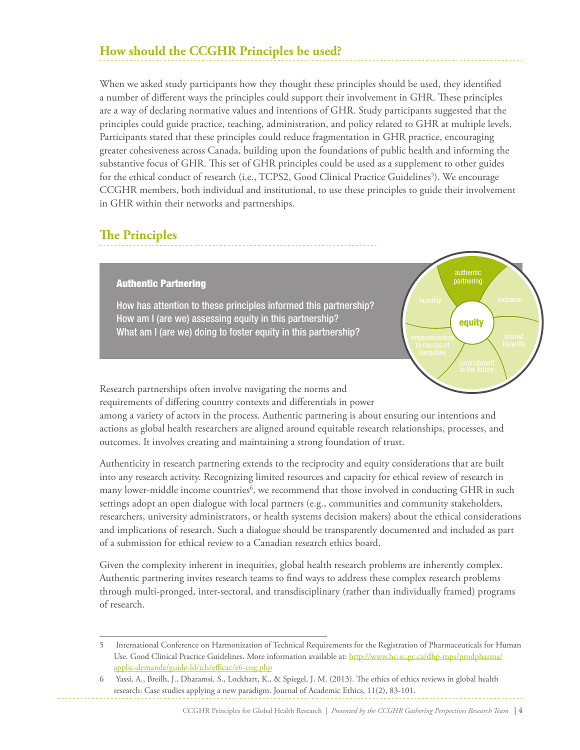## How should the CCGHR Principles be used?

When we asked study participants how they thought these principles should be used, they identified a number of different ways the principles could support their involvement in GHR. These principles are a way of declaring normative values and intentions of GHR. Study participants suggested that the principles could guide practice, teaching, administration, and policy related to GHR at multiple levels. Participants stated that these principles could reduce fragmentation in GHR practice, encouraging greater cohesiveness across Canada, building upon the foundations of public health and informing the substantive focus of GHR. This set of GHR principles could be used as a supplement to other guides for the ethical conduct of research (i.e., TCPS2, Good Clinical Practice Guidelines[5]). We encourage CCGHR members, both individual and institutional, to use these principles to guide their involvement in GHR within their networks and partnerships.

## The Principles

### Authentic Partnering

How has attention to these principles informed this partnership?
How am I (are we) assessing equity in this partnership?
What am I (are we) doing to foster equity in this partnership?

Research partnerships often involve navigating the norms and requirements of differing country contexts and differentials in power among a variety of actors in the process. Authentic partnering is about ensuring our intentions and actions as global health researchers are aligned around equitable research relationships, processes, and outcomes. It involves creating and maintaining a strong foundation of trust.

Authenticity in research partnering extends to the reciprocity and equity considerations that are built into any research activity. Recognizing limited resources and capacity for ethical review of research in many lower-middle income countries[6], we recommend that those involved in conducting GHR in such settings adopt an open dialogue with local partners (e.g., communities and community stakeholders, researchers, university administrators, or health systems decision makers) about the ethical considerations and implications of research. Such a dialogue should be transparently documented and included as part of a submission for ethical review to a Canadian research ethics board.

Given the complexity inherent in inequities, global health research problems are inherently complex. Authentic partnering invites research teams to find ways to address these complex research problems through multi-pronged, inter-sectoral, and transdisciplinary (rather than individually framed) programs of research.

---

5 International Conference on Harmonization of Technical Requirements for the Registration of Pharmaceuticals for Human Use. Good Clinical Practice Guidelines. More information available at: http://www.hc-sc.gc.ca/dhp-mps/prodpharma/applic-demande/guide-ld/ich/efficac/e6-eng.php

6 Yassi, A., Breilh, J., Dharamsi, S., Lockhart, K., & Spiegel, J. M. (2013). The ethics of ethics reviews in global health research: Case studies applying a new paradigm. Journal of Academic Ethics, 11(2), 83-101.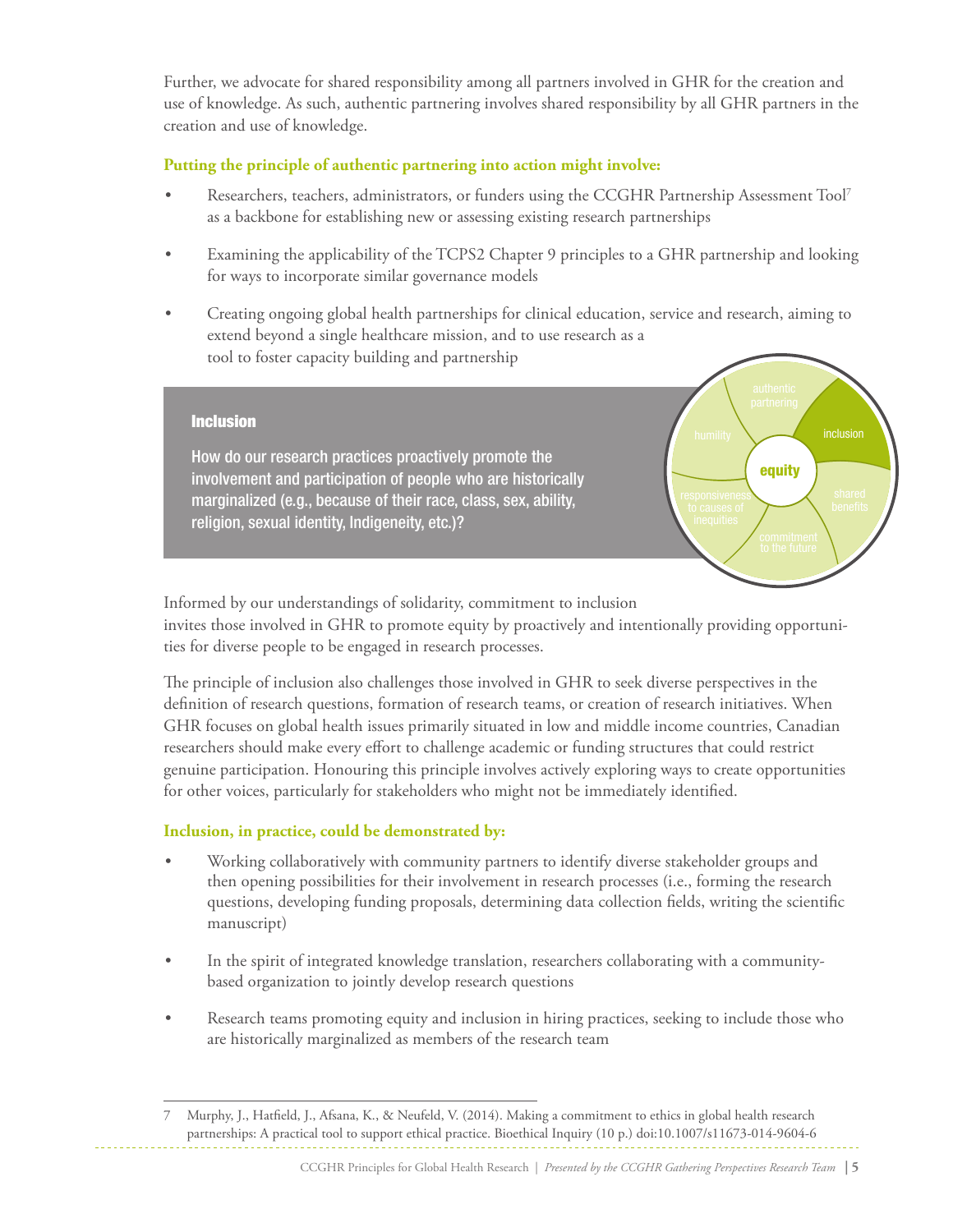Further, we advocate for shared responsibility among all partners involved in GHR for the creation and use of knowledge. As such, authentic partnering involves shared responsibility by all GHR partners in the creation and use of knowledge.

**Putting the principle of authentic partnering into action might involve:**

- Researchers, teachers, administrators, or funders using the CCGHR Partnership Assessment Tool[7] as a backbone for establishing new or assessing existing research partnerships
- Examining the applicability of the TCPS2 Chapter 9 principles to a GHR partnership and looking for ways to incorporate similar governance models
- Creating ongoing global health partnerships for clinical education, service and research, aiming to extend beyond a single healthcare mission, and to use research as a tool to foster capacity building and partnership

### Inclusion

**How do our research practices proactively promote the involvement and participation of people who are historically marginalized (e.g., because of their race, class, sex, ability, religion, sexual identity, Indigeneity, etc.)?**

Informed by our understandings of solidarity, commitment to inclusion invites those involved in GHR to promote equity by proactively and intentionally providing opportunities for diverse people to be engaged in research processes.

The principle of inclusion also challenges those involved in GHR to seek diverse perspectives in the definition of research questions, formation of research teams, or creation of research initiatives. When GHR focuses on global health issues primarily situated in low and middle income countries, Canadian researchers should make every effort to challenge academic or funding structures that could restrict genuine participation. Honouring this principle involves actively exploring ways to create opportunities for other voices, particularly for stakeholders who might not be immediately identified.

**Inclusion, in practice, could be demonstrated by:**

- Working collaboratively with community partners to identify diverse stakeholder groups and then opening possibilities for their involvement in research processes (i.e., forming the research questions, developing funding proposals, determining data collection fields, writing the scientific manuscript)
- In the spirit of integrated knowledge translation, researchers collaborating with a community-based organization to jointly develop research questions
- Research teams promoting equity and inclusion in hiring practices, seeking to include those who are historically marginalized as members of the research team

---

7 Murphy, J., Hatfield, J., Afsana, K., & Neufeld, V. (2014). Making a commitment to ethics in global health research partnerships: A practical tool to support ethical practice. Bioethical Inquiry (10 p.) doi:10.1007/s11673-014-9604-6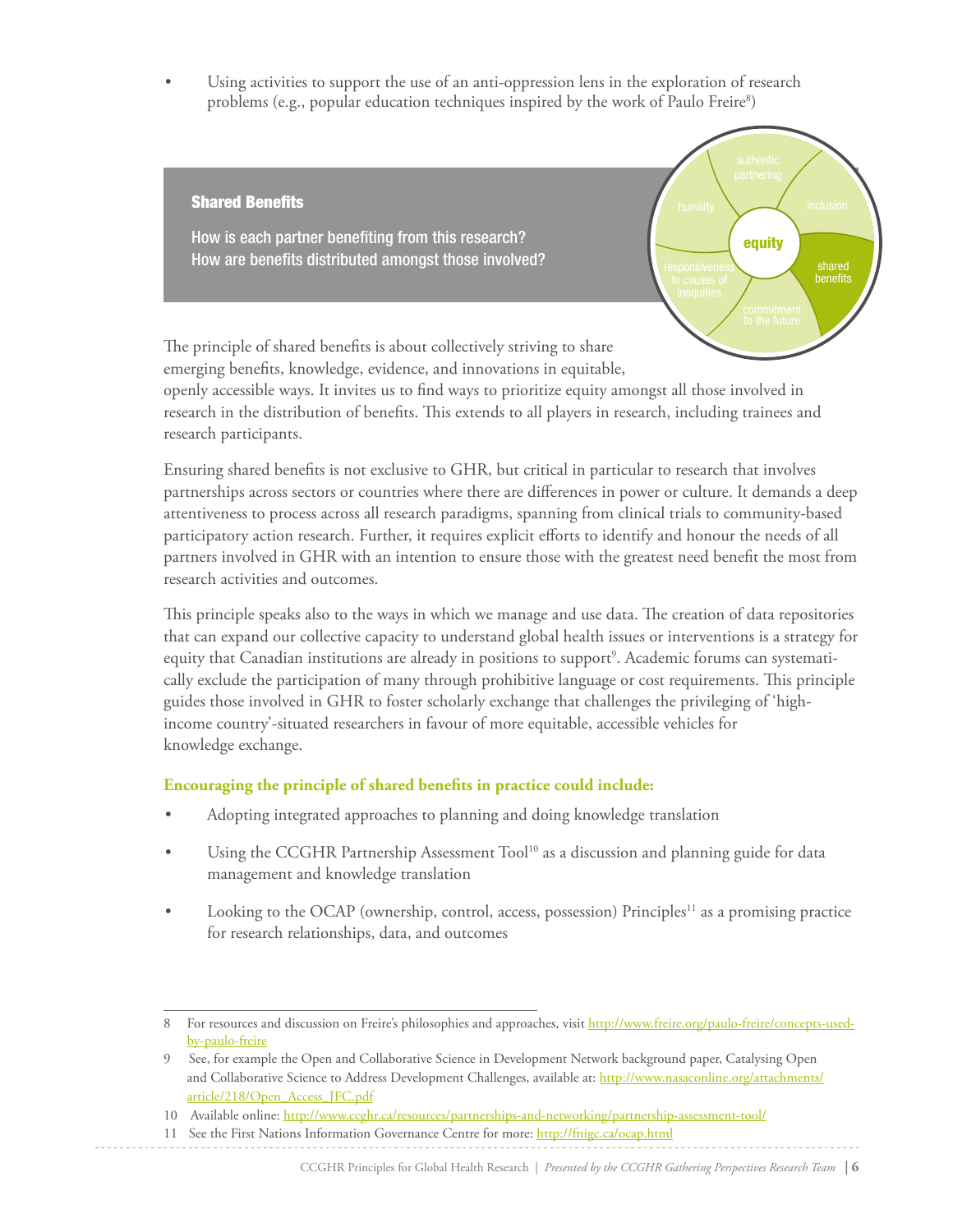- Using activities to support the use of an anti-oppression lens in the exploration of research problems (e.g., popular education techniques inspired by the work of Paulo Freire[8])

## Shared Benefits

How is each partner benefiting from this research?
How are benefits distributed amongst those involved?

The principle of shared benefits is about collectively striving to share emerging benefits, knowledge, evidence, and innovations in equitable, openly accessible ways. It invites us to find ways to prioritize equity amongst all those involved in research in the distribution of benefits. This extends to all players in research, including trainees and research participants.

Ensuring shared benefits is not exclusive to GHR, but critical in particular to research that involves partnerships across sectors or countries where there are differences in power or culture. It demands a deep attentiveness to process across all research paradigms, spanning from clinical trials to community-based participatory action research. Further, it requires explicit efforts to identify and honour the needs of all partners involved in GHR with an intention to ensure those with the greatest need benefit the most from research activities and outcomes.

This principle speaks also to the ways in which we manage and use data. The creation of data repositories that can expand our collective capacity to understand global health issues or interventions is a strategy for equity that Canadian institutions are already in positions to support[9]. Academic forums can systematically exclude the participation of many through prohibitive language or cost requirements. This principle guides those involved in GHR to foster scholarly exchange that challenges the privileging of 'high-income country'-situated researchers in favour of more equitable, accessible vehicles for knowledge exchange.

**Encouraging the principle of shared benefits in practice could include:**

- Adopting integrated approaches to planning and doing knowledge translation
- Using the CCGHR Partnership Assessment Tool[10] as a discussion and planning guide for data management and knowledge translation
- Looking to the OCAP (ownership, control, access, possession) Principles[11] as a promising practice for research relationships, data, and outcomes

---

8 For resources and discussion on Freire's philosophies and approaches, visit http://www.freire.org/paulo-freire/concepts-used-by-paulo-freire

9 See, for example the Open and Collaborative Science in Development Network background paper, Catalysing Open and Collaborative Science to Address Development Challenges, available at: http://www.nasaconline.org/attachments/article/218/Open_Access_JFC.pdf

10 Available online: http://www.ccghr.ca/resources/partnerships-and-networking/partnership-assessment-tool/

11 See the First Nations Information Governance Centre for more: http://fnigc.ca/ocap.html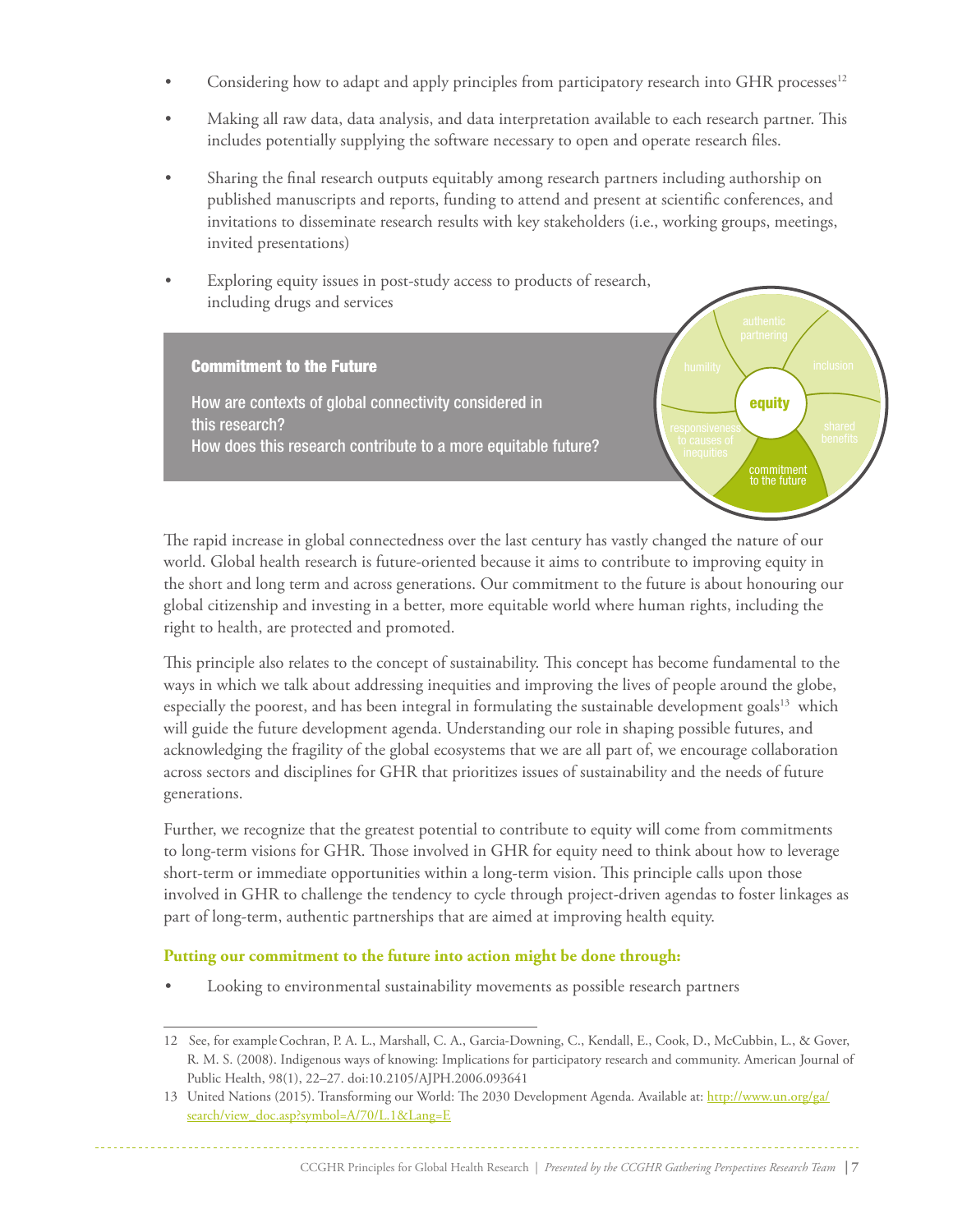- Considering how to adapt and apply principles from participatory research into GHR processes[12]
- Making all raw data, data analysis, and data interpretation available to each research partner. This includes potentially supplying the software necessary to open and operate research files.
- Sharing the final research outputs equitably among research partners including authorship on published manuscripts and reports, funding to attend and present at scientific conferences, and invitations to disseminate research results with key stakeholders (i.e., working groups, meetings, invited presentations)
- Exploring equity issues in post-study access to products of research, including drugs and services

## Commitment to the Future

How are contexts of global connectivity considered in this research?
How does this research contribute to a more equitable future?

The rapid increase in global connectedness over the last century has vastly changed the nature of our world. Global health research is future-oriented because it aims to contribute to improving equity in the short and long term and across generations. Our commitment to the future is about honouring our global citizenship and investing in a better, more equitable world where human rights, including the right to health, are protected and promoted.

This principle also relates to the concept of sustainability. This concept has become fundamental to the ways in which we talk about addressing inequities and improving the lives of people around the globe, especially the poorest, and has been integral in formulating the sustainable development goals[13] which will guide the future development agenda. Understanding our role in shaping possible futures, and acknowledging the fragility of the global ecosystems that we are all part of, we encourage collaboration across sectors and disciplines for GHR that prioritizes issues of sustainability and the needs of future generations.

Further, we recognize that the greatest potential to contribute to equity will come from commitments to long-term visions for GHR. Those involved in GHR for equity need to think about how to leverage short-term or immediate opportunities within a long-term vision. This principle calls upon those involved in GHR to challenge the tendency to cycle through project-driven agendas to foster linkages as part of long-term, authentic partnerships that are aimed at improving health equity.

**Putting our commitment to the future into action might be done through:**

- Looking to environmental sustainability movements as possible research partners

---

12 See, for example Cochran, P. A. L., Marshall, C. A., Garcia-Downing, C., Kendall, E., Cook, D., McCubbin, L., & Gover, R. M. S. (2008). Indigenous ways of knowing: Implications for participatory research and community. American Journal of Public Health, 98(1), 22–27. doi:10.2105/AJPH.2006.093641

13 United Nations (2015). Transforming our World: The 2030 Development Agenda. Available at: http://www.un.org/ga/search/view_doc.asp?symbol=A/70/L.1&Lang=E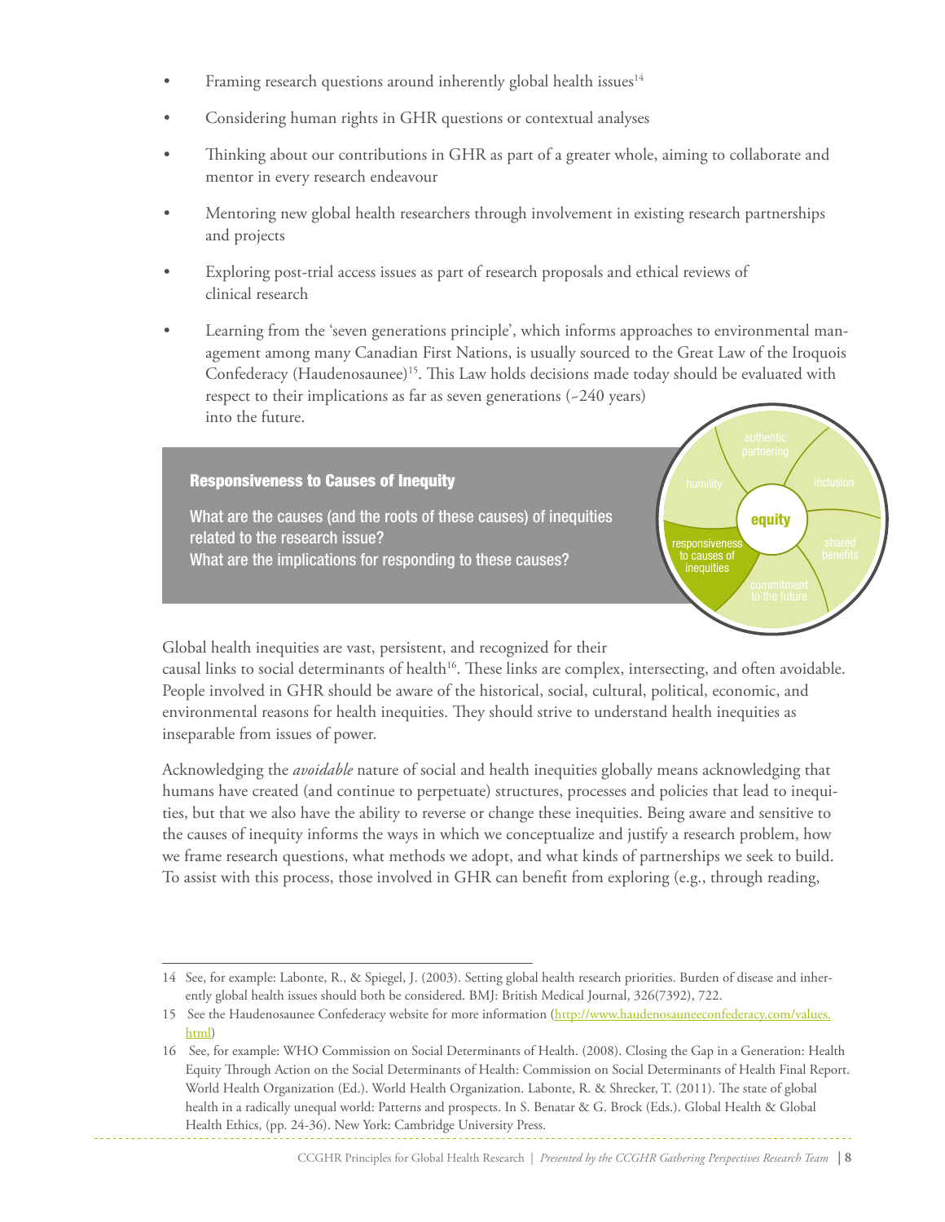- Framing research questions around inherently global health issues[14]
- Considering human rights in GHR questions or contextual analyses
- Thinking about our contributions in GHR as part of a greater whole, aiming to collaborate and mentor in every research endeavour
- Mentoring new global health researchers through involvement in existing research partnerships and projects
- Exploring post-trial access issues as part of research proposals and ethical reviews of clinical research
- Learning from the 'seven generations principle', which informs approaches to environmental management among many Canadian First Nations, is usually sourced to the Great Law of the Iroquois Confederacy (Haudenosaunee)[15]. This Law holds decisions made today should be evaluated with respect to their implications as far as seven generations (~240 years) into the future.

### Responsiveness to Causes of Inequity

What are the causes (and the roots of these causes) of inequities related to the research issue?
What are the implications for responding to these causes?

Global health inequities are vast, persistent, and recognized for their causal links to social determinants of health[16]. These links are complex, intersecting, and often avoidable. People involved in GHR should be aware of the historical, social, cultural, political, economic, and environmental reasons for health inequities. They should strive to understand health inequities as inseparable from issues of power.

Acknowledging the *avoidable* nature of social and health inequities globally means acknowledging that humans have created (and continue to perpetuate) structures, processes and policies that lead to inequities, but that we also have the ability to reverse or change these inequities. Being aware and sensitive to the causes of inequity informs the ways in which we conceptualize and justify a research problem, how we frame research questions, what methods we adopt, and what kinds of partnerships we seek to build. To assist with this process, those involved in GHR can benefit from exploring (e.g., through reading,

---

14 See, for example: Labonte, R., & Spiegel, J. (2003). Setting global health research priorities. Burden of disease and inherently global health issues should both be considered. BMJ: British Medical Journal, 326(7392), 722.

15 See the Haudenosaunee Confederacy website for more information (http://www.haudenosauneeconfederacy.com/values.html)

16 See, for example: WHO Commission on Social Determinants of Health. (2008). Closing the Gap in a Generation: Health Equity Through Action on the Social Determinants of Health: Commission on Social Determinants of Health Final Report. World Health Organization (Ed.). World Health Organization. Labonte, R. & Shrecker, T. (2011). The state of global health in a radically unequal world: Patterns and prospects. In S. Benatar & G. Brock (Eds.). Global Health & Global Health Ethics, (pp. 24-36). New York: Cambridge University Press.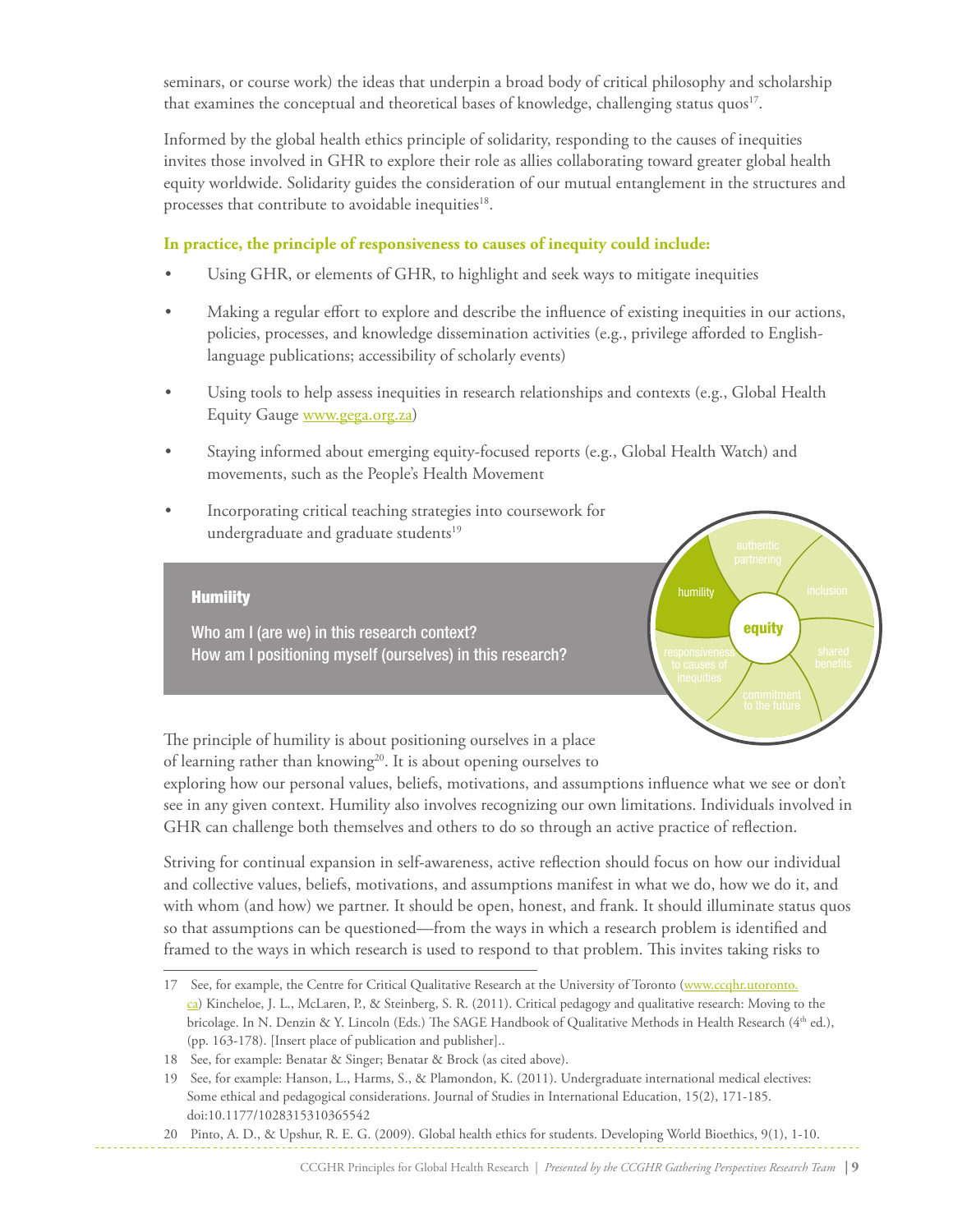seminars, or course work) the ideas that underpin a broad body of critical philosophy and scholarship that examines the conceptual and theoretical bases of knowledge, challenging status quos[17].

Informed by the global health ethics principle of solidarity, responding to the causes of inequities invites those involved in GHR to explore their role as allies collaborating toward greater global health equity worldwide. Solidarity guides the consideration of our mutual entanglement in the structures and processes that contribute to avoidable inequities[18].

**In practice, the principle of responsiveness to causes of inequity could include:**

- Using GHR, or elements of GHR, to highlight and seek ways to mitigate inequities
- Making a regular effort to explore and describe the influence of existing inequities in our actions, policies, processes, and knowledge dissemination activities (e.g., privilege afforded to English-language publications; accessibility of scholarly events)
- Using tools to help assess inequities in research relationships and contexts (e.g., Global Health Equity Gauge www.gega.org.za)
- Staying informed about emerging equity-focused reports (e.g., Global Health Watch) and movements, such as the People's Health Movement
- Incorporating critical teaching strategies into coursework for undergraduate and graduate students[19]

## Humility

**Who am I (are we) in this research context?**
**How am I positioning myself (ourselves) in this research?**

The principle of humility is about positioning ourselves in a place of learning rather than knowing[20]. It is about opening ourselves to exploring how our personal values, beliefs, motivations, and assumptions influence what we see or don't see in any given context. Humility also involves recognizing our own limitations. Individuals involved in GHR can challenge both themselves and others to do so through an active practice of reflection.

Striving for continual expansion in self-awareness, active reflection should focus on how our individual and collective values, beliefs, motivations, and assumptions manifest in what we do, how we do it, and with whom (and how) we partner. It should be open, honest, and frank. It should illuminate status quos so that assumptions can be questioned—from the ways in which a research problem is identified and framed to the ways in which research is used to respond to that problem. This invites taking risks to

---

17 See, for example, the Centre for Critical Qualitative Research at the University of Toronto (www.ccqhr.utoronto.ca) Kincheloe, J. L., McLaren, P., & Steinberg, S. R. (2011). Critical pedagogy and qualitative research: Moving to the bricolage. In N. Denzin & Y. Lincoln (Eds.) The SAGE Handbook of Qualitative Methods in Health Research (4th ed.), (pp. 163-178). [Insert place of publication and publisher]..

18 See, for example: Benatar & Singer; Benatar & Brock (as cited above).

19 See, for example: Hanson, L., Harms, S., & Plamondon, K. (2011). Undergraduate international medical electives: Some ethical and pedagogical considerations. Journal of Studies in International Education, 15(2), 171-185. doi:10.1177/1028315310365542

20 Pinto, A. D., & Upshur, R. E. G. (2009). Global health ethics for students. Developing World Bioethics, 9(1), 1-10.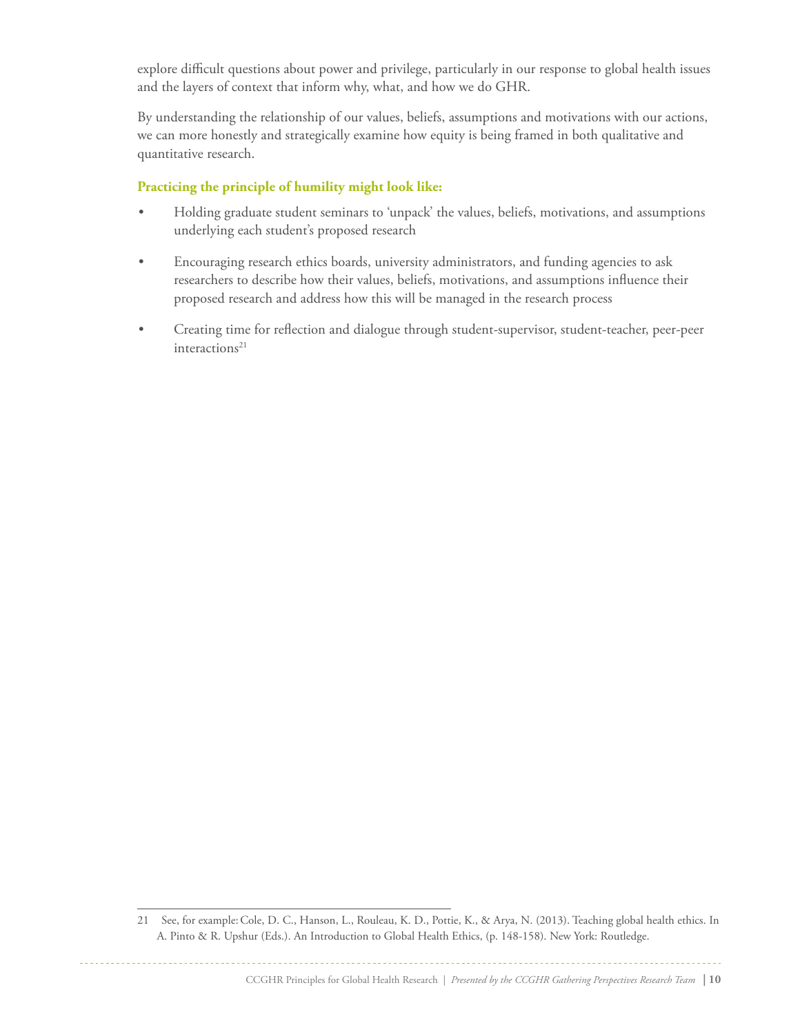explore difficult questions about power and privilege, particularly in our response to global health issues and the layers of context that inform why, what, and how we do GHR.

By understanding the relationship of our values, beliefs, assumptions and motivations with our actions, we can more honestly and strategically examine how equity is being framed in both qualitative and quantitative research.

**Practicing the principle of humility might look like:**

- Holding graduate student seminars to 'unpack' the values, beliefs, motivations, and assumptions underlying each student's proposed research
- Encouraging research ethics boards, university administrators, and funding agencies to ask researchers to describe how their values, beliefs, motivations, and assumptions influence their proposed research and address how this will be managed in the research process
- Creating time for reflection and dialogue through student-supervisor, student-teacher, peer-peer interactions[21]

---

21 See, for example: Cole, D. C., Hanson, L., Rouleau, K. D., Pottie, K., & Arya, N. (2013). Teaching global health ethics. In A. Pinto & R. Upshur (Eds.). An Introduction to Global Health Ethics, (p. 148-158). New York: Routledge.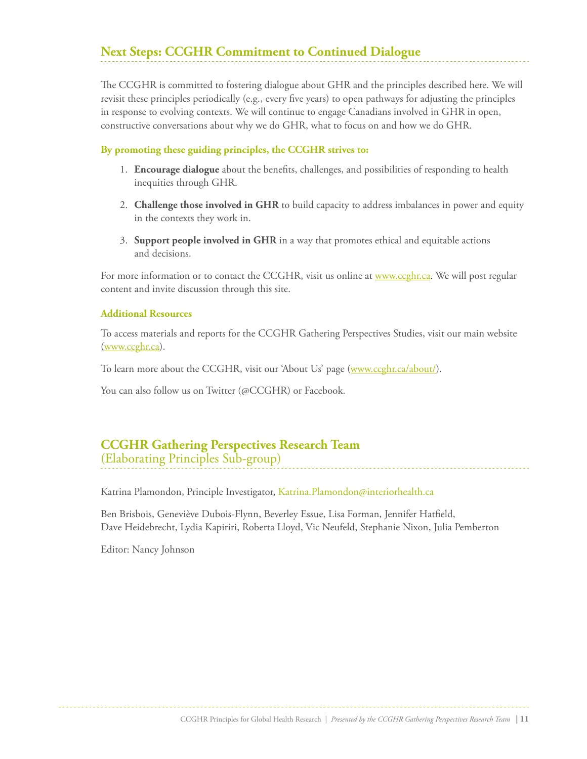## Next Steps: CCGHR Commitment to Continued Dialogue

The CCGHR is committed to fostering dialogue about GHR and the principles described here. We will revisit these principles periodically (e.g., every five years) to open pathways for adjusting the principles in response to evolving contexts. We will continue to engage Canadians involved in GHR in open, constructive conversations about why we do GHR, what to focus on and how we do GHR.

**By promoting these guiding principles, the CCGHR strives to:**

1. **Encourage dialogue** about the benefits, challenges, and possibilities of responding to health inequities through GHR.
2. **Challenge those involved in GHR** to build capacity to address imbalances in power and equity in the contexts they work in.
3. **Support people involved in GHR** in a way that promotes ethical and equitable actions and decisions.

For more information or to contact the CCGHR, visit us online at www.ccghr.ca. We will post regular content and invite discussion through this site.

### Additional Resources

To access materials and reports for the CCGHR Gathering Perspectives Studies, visit our main website (www.ccghr.ca).

To learn more about the CCGHR, visit our 'About Us' page (www.ccghr.ca/about/).

You can also follow us on Twitter (@CCGHR) or Facebook.

## CCGHR Gathering Perspectives Research Team
(Elaborating Principles Sub-group)

Katrina Plamondon, Principle Investigator, Katrina.Plamondon@interiorhealth.ca

Ben Brisbois, Geneviève Dubois-Flynn, Beverley Essue, Lisa Forman, Jennifer Hatfield, Dave Heidebrecht, Lydia Kapiriri, Roberta Lloyd, Vic Neufeld, Stephanie Nixon, Julia Pemberton

Editor: Nancy Johnson